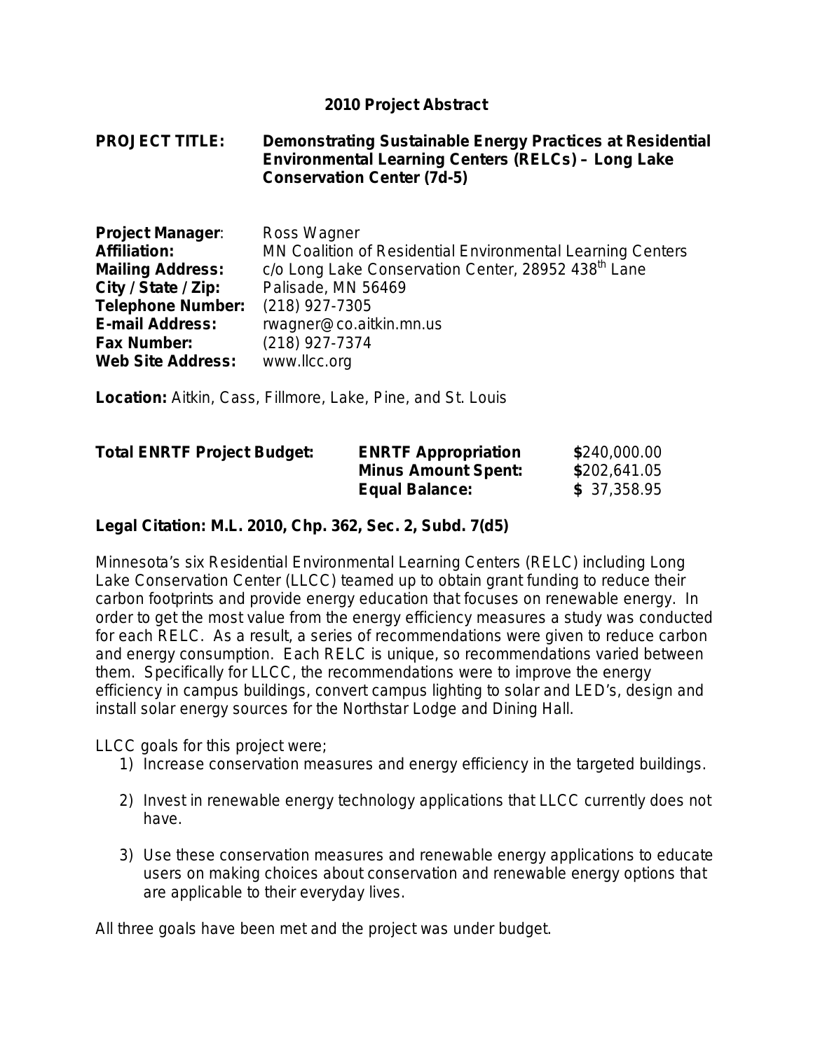# 2010 Project Abstract

**PROJECT TITLE:** **Demonstrating Sustainable Energy Practices at Residential Environmental Learning Centers (RELCs) – Long Lake Conservation Center (7d-5)**

**Project Manager**: Ross Wagner
**Affiliation:** MN Coalition of Residential Environmental Learning Centers
**Mailing Address:** c/o Long Lake Conservation Center, 28952 438th Lane
**City / State / Zip:** Palisade, MN 56469
**Telephone Number:** (218) 927-7305
**E-mail Address:** rwagner@co.aitkin.mn.us
**Fax Number:** (218) 927-7374
**Web Site Address:** www.llcc.org

**Location:** Aitkin, Cass, Fillmore, Lake, Pine, and St. Louis

| **Total ENRTF Project Budget:** | **ENRTF Appropriation** | **$**240,000.00 |
|---|---|---|
| | **Minus Amount Spent:** | **$**202,641.05 |
| | **Equal Balance:** | **$** 37,358.95 |

**Legal Citation: M.L. 2010, Chp. 362, Sec. 2, Subd. 7(d5)**

Minnesota's six Residential Environmental Learning Centers (RELC) including Long Lake Conservation Center (LLCC) teamed up to obtain grant funding to reduce their carbon footprints and provide energy education that focuses on renewable energy. In order to get the most value from the energy efficiency measures a study was conducted for each RELC. As a result, a series of recommendations were given to reduce carbon and energy consumption. Each RELC is unique, so recommendations varied between them. Specifically for LLCC, the recommendations were to improve the energy efficiency in campus buildings, convert campus lighting to solar and LED's, design and install solar energy sources for the Northstar Lodge and Dining Hall.

LLCC goals for this project were;

1) Increase conservation measures and energy efficiency in the targeted buildings.
2) Invest in renewable energy technology applications that LLCC currently does not have.
3) Use these conservation measures and renewable energy applications to educate users on making choices about conservation and renewable energy options that are applicable to their everyday lives.

All three goals have been met and the project was under budget.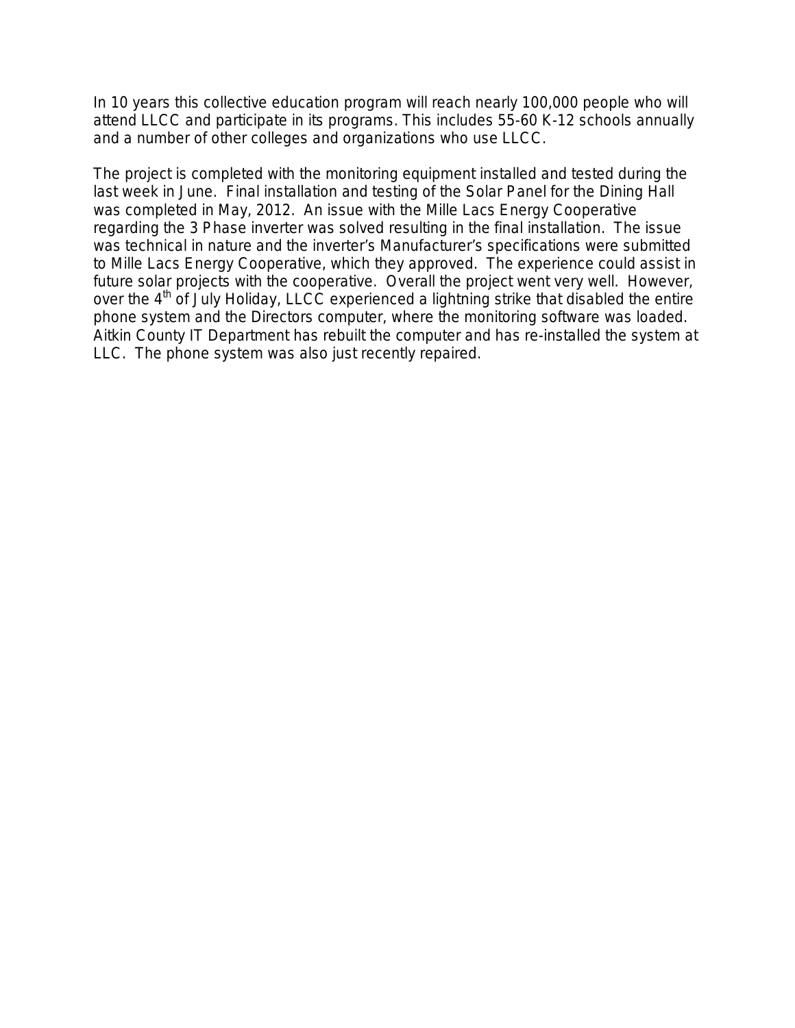In 10 years this collective education program will reach nearly 100,000 people who will attend LLCC and participate in its programs. This includes 55-60 K-12 schools annually and a number of other colleges and organizations who use LLCC.

The project is completed with the monitoring equipment installed and tested during the last week in June. Final installation and testing of the Solar Panel for the Dining Hall was completed in May, 2012. An issue with the Mille Lacs Energy Cooperative regarding the 3 Phase inverter was solved resulting in the final installation. The issue was technical in nature and the inverter's Manufacturer's specifications were submitted to Mille Lacs Energy Cooperative, which they approved. The experience could assist in future solar projects with the cooperative. Overall the project went very well. However, over the 4th of July Holiday, LLCC experienced a lightning strike that disabled the entire phone system and the Directors computer, where the monitoring software was loaded. Aitkin County IT Department has rebuilt the computer and has re-installed the system at LLC. The phone system was also just recently repaired.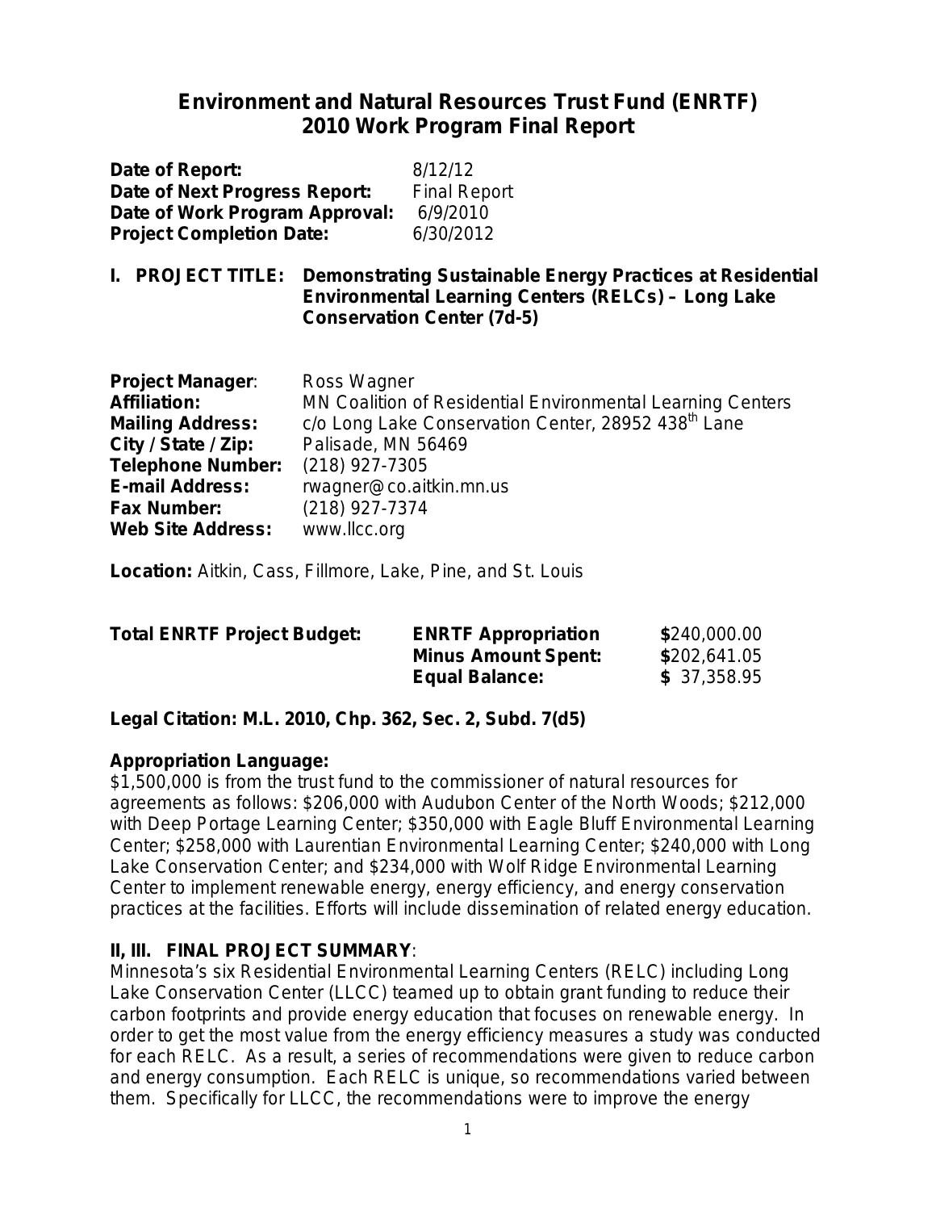# Environment and Natural Resources Trust Fund (ENRTF)
# 2010 Work Program Final Report

**Date of Report:** 8/12/12
**Date of Next Progress Report:** Final Report
**Date of Work Program Approval:** 6/9/2010
**Project Completion Date:** 6/30/2012

## I. PROJECT TITLE: Demonstrating Sustainable Energy Practices at Residential Environmental Learning Centers (RELCs) – Long Lake Conservation Center (7d-5)

**Project Manager**: Ross Wagner
**Affiliation:** MN Coalition of Residential Environmental Learning Centers
**Mailing Address:** c/o Long Lake Conservation Center, 28952 438[th] Lane
**City / State / Zip:** Palisade, MN 56469
**Telephone Number:** (218) 927-7305
**E-mail Address:** rwagner@co.aitkin.mn.us
**Fax Number:** (218) 927-7374
**Web Site Address:** www.llcc.org

**Location:** Aitkin, Cass, Fillmore, Lake, Pine, and St. Louis

| **Total ENRTF Project Budget:** | **ENRTF Appropriation** | **$**240,000.00 |
|---|---|---|
| | **Minus Amount Spent:** | **$**202,641.05 |
| | **Equal Balance:** | **$** 37,358.95 |

**Legal Citation: M.L. 2010, Chp. 362, Sec. 2, Subd. 7(d5)**

**Appropriation Language:**
$1,500,000 is from the trust fund to the commissioner of natural resources for agreements as follows: $206,000 with Audubon Center of the North Woods; $212,000 with Deep Portage Learning Center; $350,000 with Eagle Bluff Environmental Learning Center; $258,000 with Laurentian Environmental Learning Center; $240,000 with Long Lake Conservation Center; and $234,000 with Wolf Ridge Environmental Learning Center to implement renewable energy, energy efficiency, and energy conservation practices at the facilities. Efforts will include dissemination of related energy education.

## II, III. FINAL PROJECT SUMMARY:

Minnesota's six Residential Environmental Learning Centers (RELC) including Long Lake Conservation Center (LLCC) teamed up to obtain grant funding to reduce their carbon footprints and provide energy education that focuses on renewable energy. In order to get the most value from the energy efficiency measures a study was conducted for each RELC. As a result, a series of recommendations were given to reduce carbon and energy consumption. Each RELC is unique, so recommendations varied between them. Specifically for LLCC, the recommendations were to improve the energy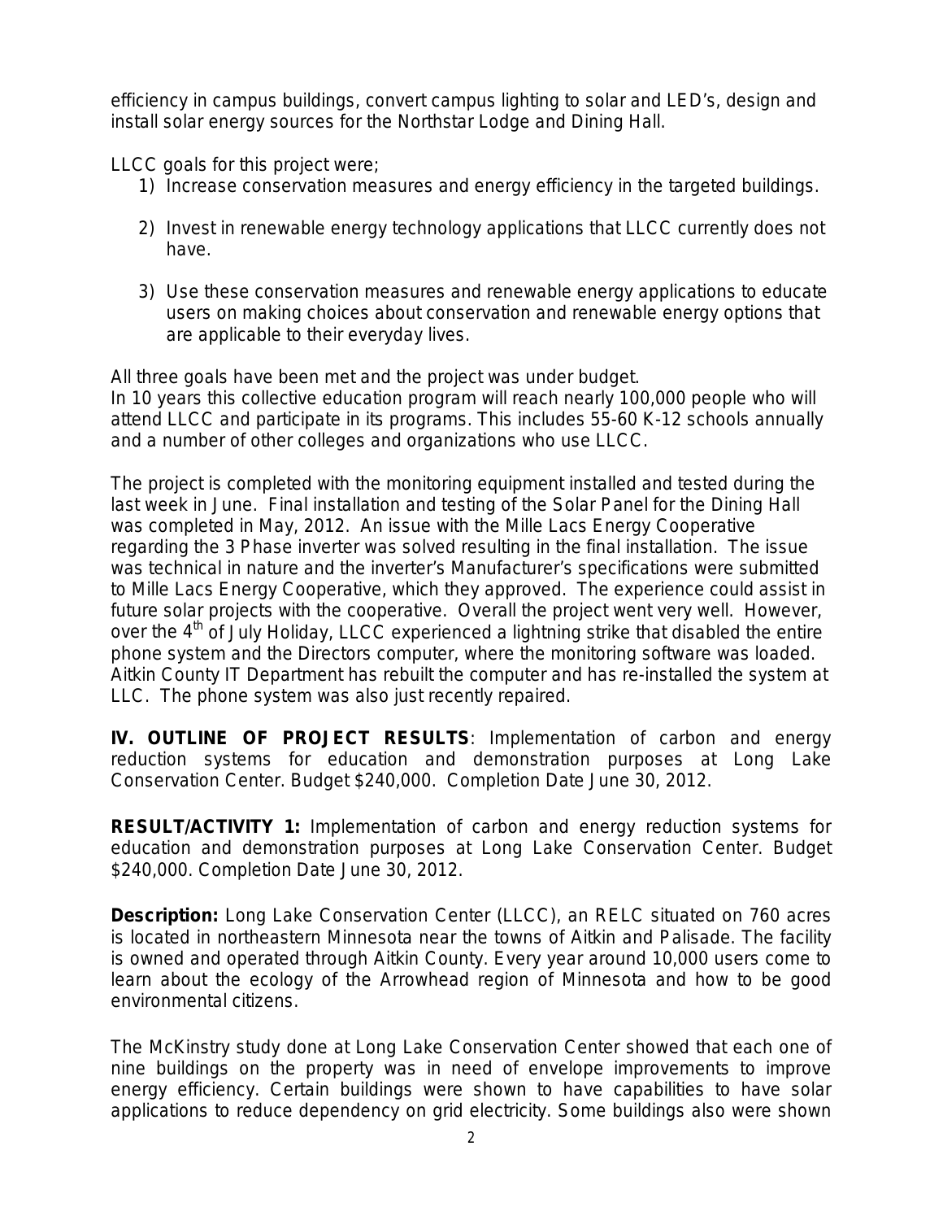efficiency in campus buildings, convert campus lighting to solar and LED's, design and install solar energy sources for the Northstar Lodge and Dining Hall.

LLCC goals for this project were;

1) Increase conservation measures and energy efficiency in the targeted buildings.

2) Invest in renewable energy technology applications that LLCC currently does not have.

3) Use these conservation measures and renewable energy applications to educate users on making choices about conservation and renewable energy options that are applicable to their everyday lives.

All three goals have been met and the project was under budget.
In 10 years this collective education program will reach nearly 100,000 people who will attend LLCC and participate in its programs. This includes 55-60 K-12 schools annually and a number of other colleges and organizations who use LLCC.

The project is completed with the monitoring equipment installed and tested during the last week in June. Final installation and testing of the Solar Panel for the Dining Hall was completed in May, 2012. An issue with the Mille Lacs Energy Cooperative regarding the 3 Phase inverter was solved resulting in the final installation. The issue was technical in nature and the inverter's Manufacturer's specifications were submitted to Mille Lacs Energy Cooperative, which they approved. The experience could assist in future solar projects with the cooperative. Overall the project went very well. However, over the 4th of July Holiday, LLCC experienced a lightning strike that disabled the entire phone system and the Directors computer, where the monitoring software was loaded. Aitkin County IT Department has rebuilt the computer and has re-installed the system at LLC. The phone system was also just recently repaired.

**IV. OUTLINE OF PROJECT RESULTS**: Implementation of carbon and energy reduction systems for education and demonstration purposes at Long Lake Conservation Center. Budget $240,000. Completion Date June 30, 2012.

**RESULT/ACTIVITY 1:** Implementation of carbon and energy reduction systems for education and demonstration purposes at Long Lake Conservation Center. Budget $240,000. Completion Date June 30, 2012.

**Description:** Long Lake Conservation Center (LLCC), an RELC situated on 760 acres is located in northeastern Minnesota near the towns of Aitkin and Palisade. The facility is owned and operated through Aitkin County. Every year around 10,000 users come to learn about the ecology of the Arrowhead region of Minnesota and how to be good environmental citizens.

The McKinstry study done at Long Lake Conservation Center showed that each one of nine buildings on the property was in need of envelope improvements to improve energy efficiency. Certain buildings were shown to have capabilities to have solar applications to reduce dependency on grid electricity. Some buildings also were shown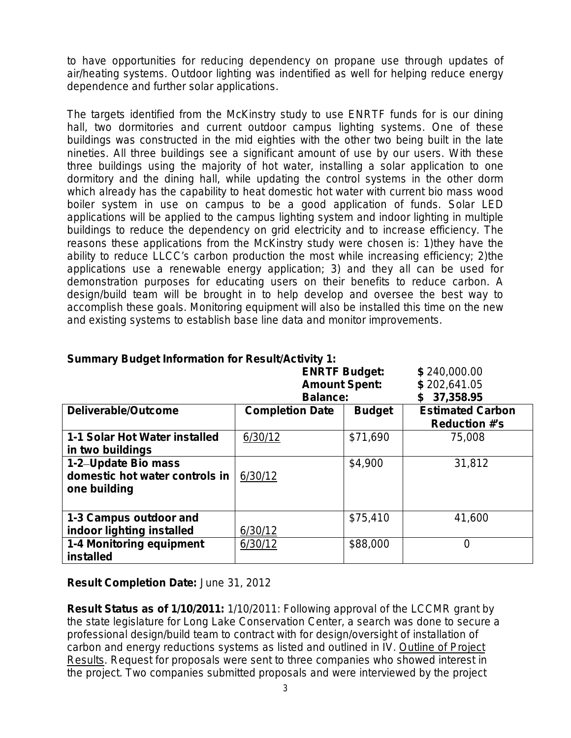to have opportunities for reducing dependency on propane use through updates of air/heating systems. Outdoor lighting was indentified as well for helping reduce energy dependence and further solar applications.

The targets identified from the McKinstry study to use ENRTF funds for is our dining hall, two dormitories and current outdoor campus lighting systems. One of these buildings was constructed in the mid eighties with the other two being built in the late nineties. All three buildings see a significant amount of use by our users. With these three buildings using the majority of hot water, installing a solar application to one dormitory and the dining hall, while updating the control systems in the other dorm which already has the capability to heat domestic hot water with current bio mass wood boiler system in use on campus to be a good application of funds. Solar LED applications will be applied to the campus lighting system and indoor lighting in multiple buildings to reduce the dependency on grid electricity and to increase efficiency. The reasons these applications from the McKinstry study were chosen is: 1)they have the ability to reduce LLCC's carbon production the most while increasing efficiency; 2)the applications use a renewable energy application; 3) and they all can be used for demonstration purposes for educating users on their benefits to reduce carbon. A design/build team will be brought in to help develop and oversee the best way to accomplish these goals. Monitoring equipment will also be installed this time on the new and existing systems to establish base line data and monitor improvements.

**Summary Budget Information for Result/Activity 1:**

| | | | |
|---|---|---|---|
| | **ENRTF Budget:** | | **$** 240,000.00 |
| | **Amount Spent:** | | **$** 202,641.05 |
| | **Balance:** | | **$ 37,358.95** |

| Deliverable/Outcome | Completion Date | Budget | Estimated Carbon Reduction #'s |
|---|---|---|---|
| **1-1 Solar Hot Water installed in two buildings** | 6/30/12 | $71,690 | 75,008 |
| **1-2 Update Bio mass domestic hot water controls in one building** | 6/30/12 | $4,900 | 31,812 |
| **1-3 Campus outdoor and indoor lighting installed** | 6/30/12 | $75,410 | 41,600 |
| **1-4 Monitoring equipment installed** | 6/30/12 | $88,000 | 0 |

**Result Completion Date:** June 31, 2012

**Result Status as of 1/10/2011:** 1/10/2011: Following approval of the LCCMR grant by the state legislature for Long Lake Conservation Center, a search was done to secure a professional design/build team to contract with for design/oversight of installation of carbon and energy reductions systems as listed and outlined in IV. Outline of Project Results. Request for proposals were sent to three companies who showed interest in the project. Two companies submitted proposals and were interviewed by the project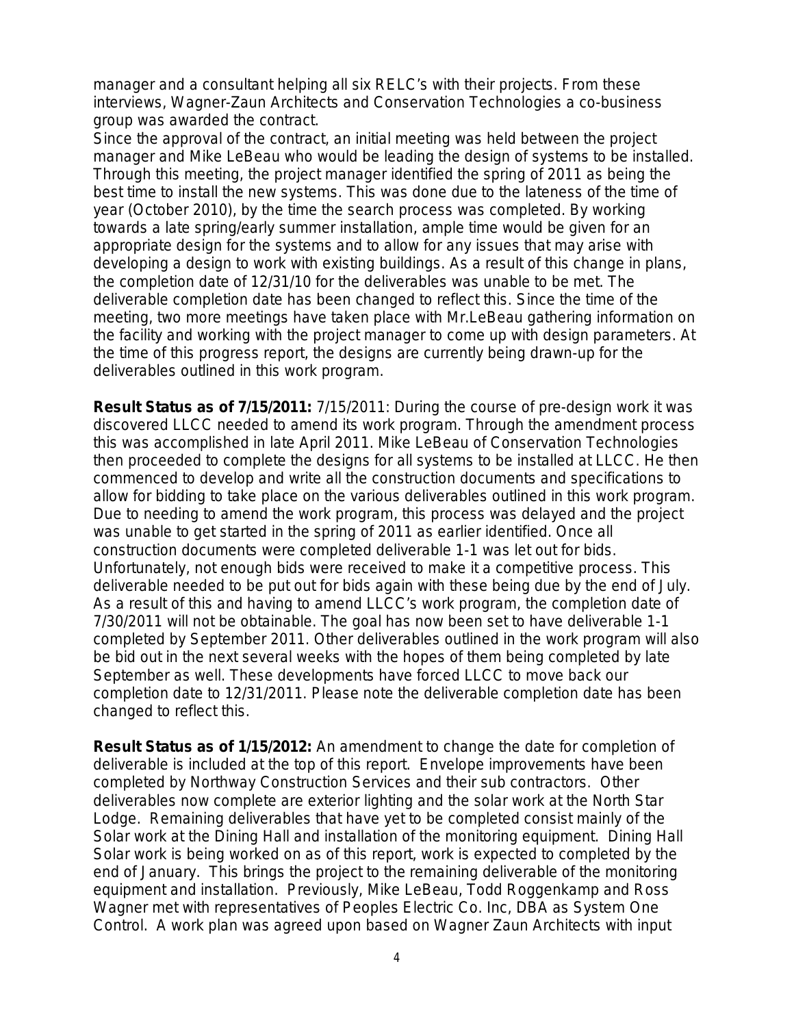manager and a consultant helping all six RELC's with their projects. From these interviews, Wagner-Zaun Architects and Conservation Technologies a co-business group was awarded the contract.
Since the approval of the contract, an initial meeting was held between the project manager and Mike LeBeau who would be leading the design of systems to be installed. Through this meeting, the project manager identified the spring of 2011 as being the best time to install the new systems. This was done due to the lateness of the time of year (October 2010), by the time the search process was completed. By working towards a late spring/early summer installation, ample time would be given for an appropriate design for the systems and to allow for any issues that may arise with developing a design to work with existing buildings. As a result of this change in plans, the completion date of 12/31/10 for the deliverables was unable to be met. The deliverable completion date has been changed to reflect this. Since the time of the meeting, two more meetings have taken place with Mr.LeBeau gathering information on the facility and working with the project manager to come up with design parameters. At the time of this progress report, the designs are currently being drawn-up for the deliverables outlined in this work program.

**Result Status as of 7/15/2011:** 7/15/2011: During the course of pre-design work it was discovered LLCC needed to amend its work program. Through the amendment process this was accomplished in late April 2011. Mike LeBeau of Conservation Technologies then proceeded to complete the designs for all systems to be installed at LLCC. He then commenced to develop and write all the construction documents and specifications to allow for bidding to take place on the various deliverables outlined in this work program. Due to needing to amend the work program, this process was delayed and the project was unable to get started in the spring of 2011 as earlier identified. Once all construction documents were completed deliverable 1-1 was let out for bids. Unfortunately, not enough bids were received to make it a competitive process. This deliverable needed to be put out for bids again with these being due by the end of July. As a result of this and having to amend LLCC's work program, the completion date of 7/30/2011 will not be obtainable. The goal has now been set to have deliverable 1-1 completed by September 2011. Other deliverables outlined in the work program will also be bid out in the next several weeks with the hopes of them being completed by late September as well. These developments have forced LLCC to move back our completion date to 12/31/2011. Please note the deliverable completion date has been changed to reflect this.

**Result Status as of 1/15/2012:** An amendment to change the date for completion of deliverable is included at the top of this report. Envelope improvements have been completed by Northway Construction Services and their sub contractors. Other deliverables now complete are exterior lighting and the solar work at the North Star Lodge. Remaining deliverables that have yet to be completed consist mainly of the Solar work at the Dining Hall and installation of the monitoring equipment. Dining Hall Solar work is being worked on as of this report, work is expected to completed by the end of January. This brings the project to the remaining deliverable of the monitoring equipment and installation. Previously, Mike LeBeau, Todd Roggenkamp and Ross Wagner met with representatives of Peoples Electric Co. Inc, DBA as System One Control. A work plan was agreed upon based on Wagner Zaun Architects with input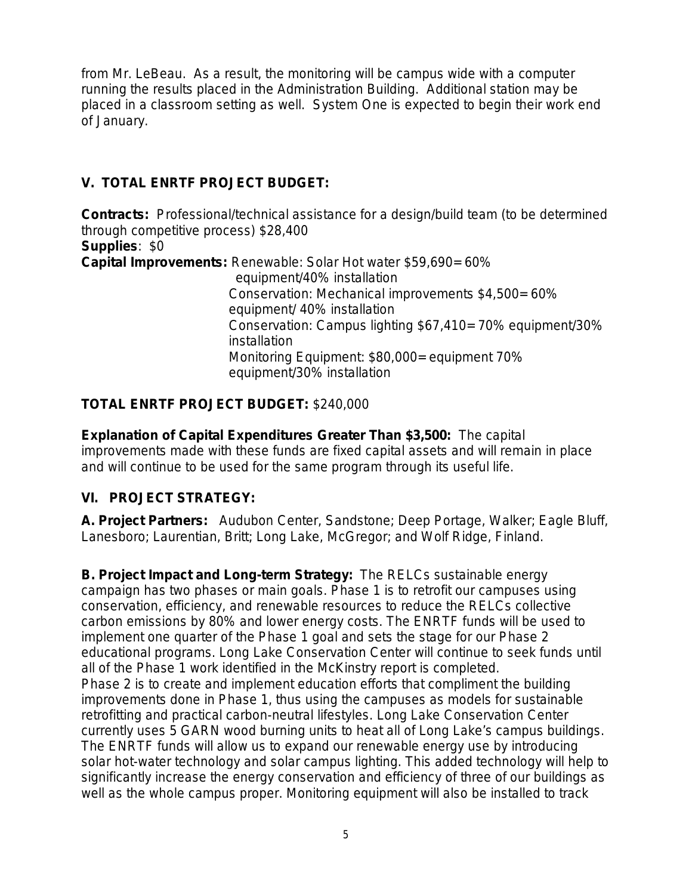from Mr. LeBeau. As a result, the monitoring will be campus wide with a computer running the results placed in the Administration Building. Additional station may be placed in a classroom setting as well. System One is expected to begin their work end of January.

## V. TOTAL ENRTF PROJECT BUDGET:

**Contracts:** Professional/technical assistance for a design/build team (to be determined through competitive process) $28,400

**Supplies**: $0

**Capital Improvements:** Renewable: Solar Hot water $59,690= 60% equipment/40% installation

Conservation: Mechanical improvements $4,500= 60% equipment/ 40% installation

Conservation: Campus lighting $67,410= 70% equipment/30% installation

Monitoring Equipment: $80,000= equipment 70% equipment/30% installation

**TOTAL ENRTF PROJECT BUDGET:** $240,000

**Explanation of Capital Expenditures Greater Than $3,500:** The capital improvements made with these funds are fixed capital assets and will remain in place and will continue to be used for the same program through its useful life.

## VI. PROJECT STRATEGY:

**A. Project Partners:** Audubon Center, Sandstone; Deep Portage, Walker; Eagle Bluff, Lanesboro; Laurentian, Britt; Long Lake, McGregor; and Wolf Ridge, Finland.

**B. Project Impact and Long-term Strategy:** The RELCs sustainable energy campaign has two phases or main goals. Phase 1 is to retrofit our campuses using conservation, efficiency, and renewable resources to reduce the RELCs collective carbon emissions by 80% and lower energy costs. The ENRTF funds will be used to implement one quarter of the Phase 1 goal and sets the stage for our Phase 2 educational programs. Long Lake Conservation Center will continue to seek funds until all of the Phase 1 work identified in the McKinstry report is completed.
Phase 2 is to create and implement education efforts that compliment the building improvements done in Phase 1, thus using the campuses as models for sustainable retrofitting and practical carbon-neutral lifestyles. Long Lake Conservation Center currently uses 5 GARN wood burning units to heat all of Long Lake's campus buildings. The ENRTF funds will allow us to expand our renewable energy use by introducing solar hot-water technology and solar campus lighting. This added technology will help to significantly increase the energy conservation and efficiency of three of our buildings as well as the whole campus proper. Monitoring equipment will also be installed to track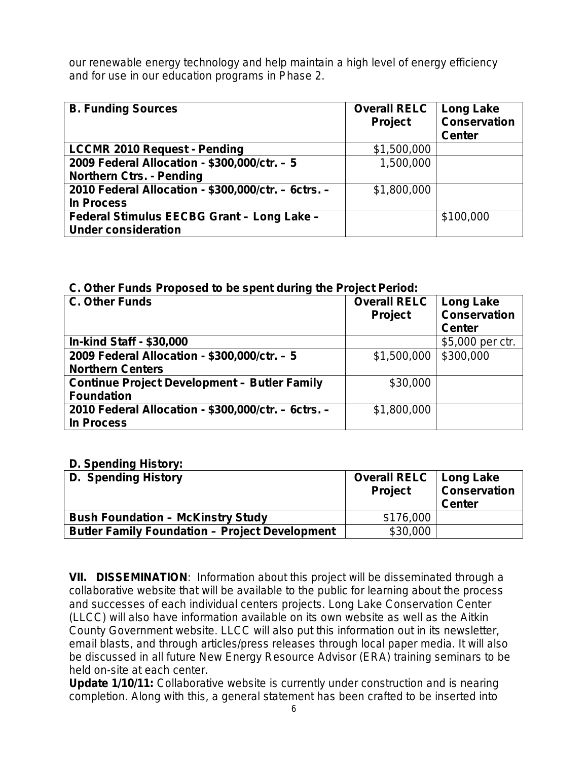our renewable energy technology and help maintain a high level of energy efficiency and for use in our education programs in Phase 2.

| **B. Funding Sources** | **Overall RELC Project** | **Long Lake Conservation Center** |
|---|---|---|
| **LCCMR 2010 Request - Pending** | \$1,500,000 | |
| **2009 Federal Allocation - \$300,000/ctr. – 5 Northern Ctrs. - Pending** | 1,500,000 | |
| **2010 Federal Allocation - \$300,000/ctr. – 6ctrs. – In Process** | \$1,800,000 | |
| **Federal Stimulus EECBG Grant – Long Lake – Under consideration** | | \$100,000 |

**C. Other Funds Proposed to be spent during the Project Period:**

| **C. Other Funds** | **Overall RELC Project** | **Long Lake Conservation Center** |
|---|---|---|
| **In-kind Staff - \$30,000** | | \$5,000 per ctr. |
| **2009 Federal Allocation - \$300,000/ctr. – 5 Northern Centers** | \$1,500,000 | \$300,000 |
| **Continue Project Development – Butler Family Foundation** | \$30,000 | |
| **2010 Federal Allocation - \$300,000/ctr. – 6ctrs. – In Process** | \$1,800,000 | |

**D. Spending History:**

| **D. Spending History** | **Overall RELC Project** | **Long Lake Conservation Center** |
|---|---|---|
| **Bush Foundation – McKinstry Study** | \$176,000 | |
| **Butler Family Foundation – Project Development** | \$30,000 | |

**VII. DISSEMINATION**: Information about this project will be disseminated through a collaborative website that will be available to the public for learning about the process and successes of each individual centers projects. Long Lake Conservation Center (LLCC) will also have information available on its own website as well as the Aitkin County Government website. LLCC will also put this information out in its newsletter, email blasts, and through articles/press releases through local paper media. It will also be discussed in all future New Energy Resource Advisor (ERA) training seminars to be held on-site at each center.

**Update 1/10/11:** Collaborative website is currently under construction and is nearing completion. Along with this, a general statement has been crafted to be inserted into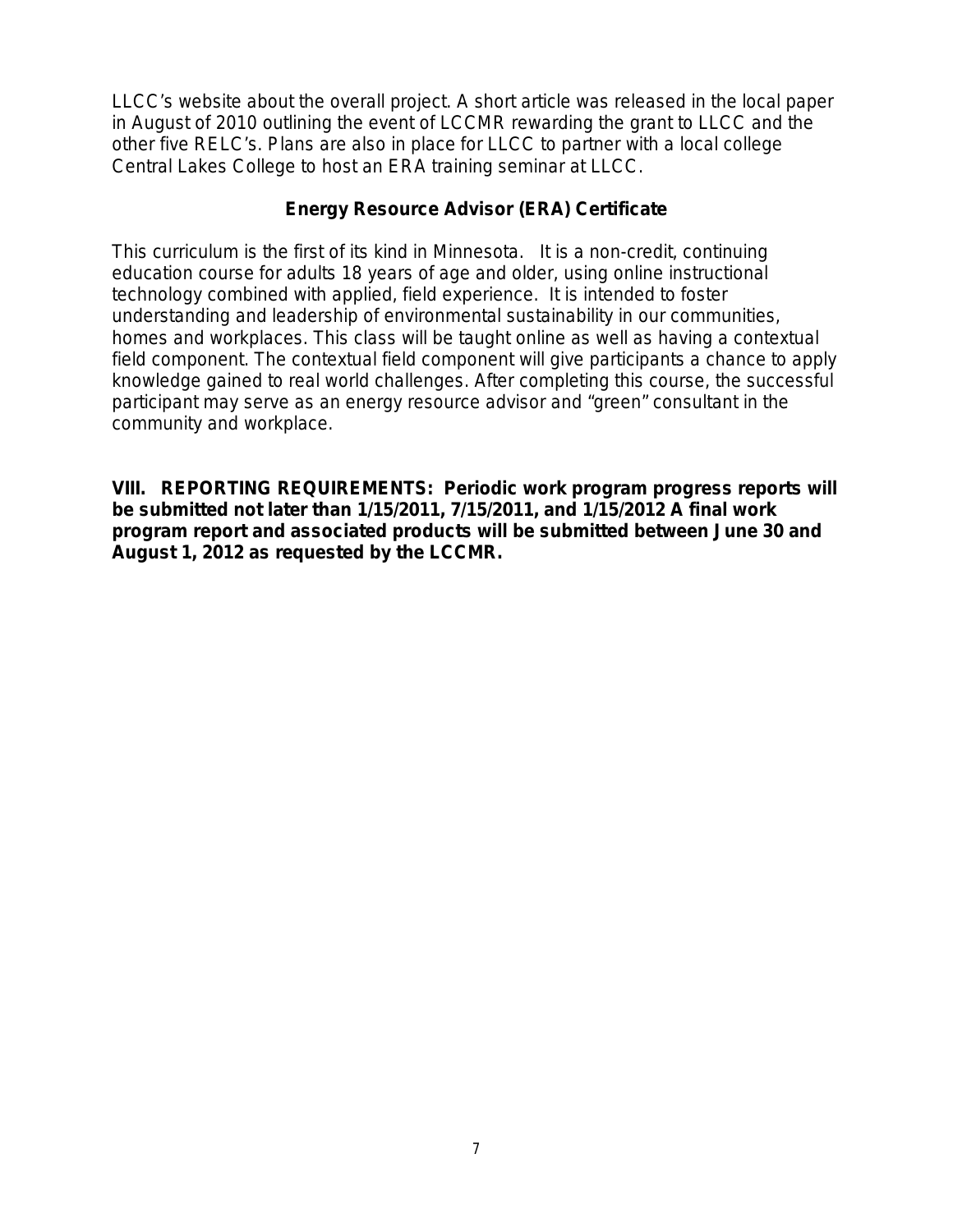LLCC's website about the overall project. A short article was released in the local paper in August of 2010 outlining the event of LCCMR rewarding the grant to LLCC and the other five RELC's. Plans are also in place for LLCC to partner with a local college Central Lakes College to host an ERA training seminar at LLCC.

### Energy Resource Advisor (ERA) Certificate

This curriculum is the first of its kind in Minnesota. It is a non-credit, continuing education course for adults 18 years of age and older, using online instructional technology combined with applied, field experience. It is intended to foster understanding and leadership of environmental sustainability in our communities, homes and workplaces. This class will be taught online as well as having a contextual field component. The contextual field component will give participants a chance to apply knowledge gained to real world challenges. After completing this course, the successful participant may serve as an energy resource advisor and "green" consultant in the community and workplace.

**VIII. REPORTING REQUIREMENTS: Periodic work program progress reports will be submitted not later than 1/15/2011, 7/15/2011, and 1/15/2012 A final work program report and associated products will be submitted between June 30 and August 1, 2012 as requested by the LCCMR.**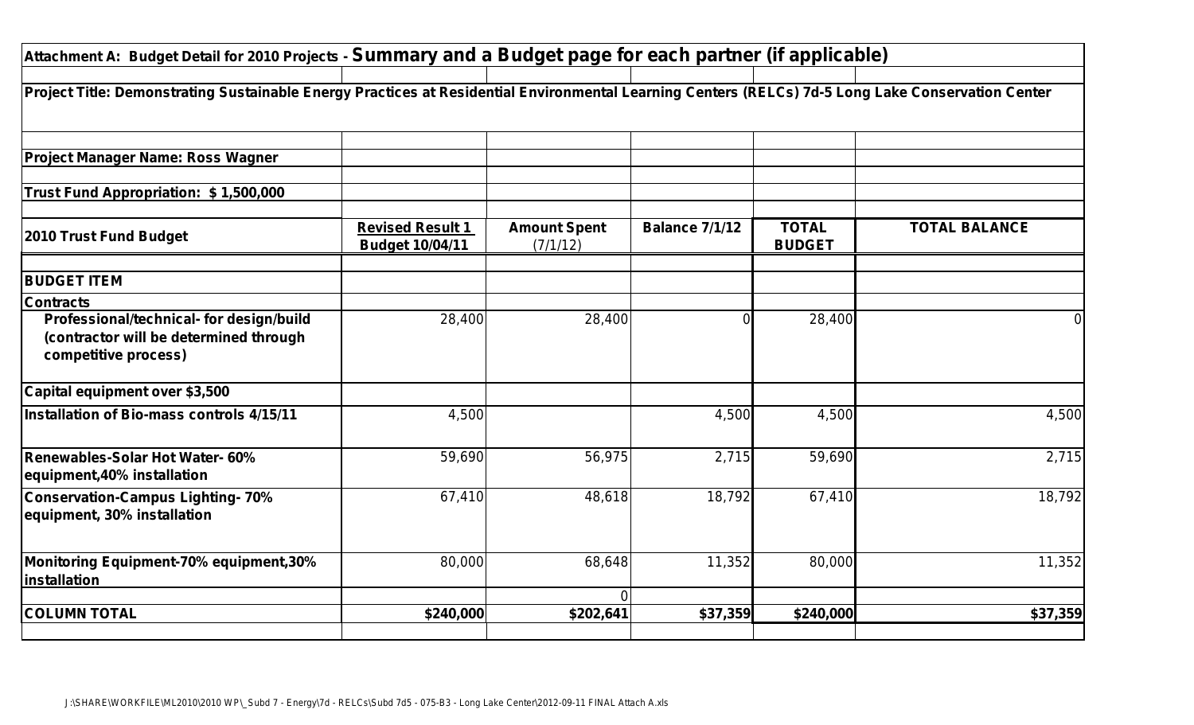**Attachment A: Budget Detail for 2010 Projects - Summary and a Budget page for each partner (if applicable)**

**Project Title: Demonstrating Sustainable Energy Practices at Residential Environmental Learning Centers (RELCs) 7d-5 Long Lake Conservation Center**

**Project Manager Name: Ross Wagner**

**Trust Fund Appropriation: $ 1,500,000**

| 2010 Trust Fund Budget | Revised Result 1 Budget 10/04/11 | Amount Spent (7/1/12) | Balance 7/1/12 | TOTAL BUDGET | TOTAL BALANCE |
|---|---|---|---|---|---|
| **BUDGET ITEM** | | | | | |
| **Contracts** | | | | | |
| Professional/technical- for design/build (contractor will be determined through competitive process) | 28,400 | 28,400 | 0 | 28,400 | 0 |
| **Capital equipment over $3,500** | | | | | |
| Installation of Bio-mass controls 4/15/11 | 4,500 | | 4,500 | 4,500 | 4,500 |
| Renewables-Solar Hot Water- 60% equipment,40% installation | 59,690 | 56,975 | 2,715 | 59,690 | 2,715 |
| Conservation-Campus Lighting- 70% equipment, 30% installation | 67,410 | 48,618 | 18,792 | 67,410 | 18,792 |
| Monitoring Equipment-70% equipment,30% installation | 80,000 | 68,648 | 11,352 | 80,000 | 11,352 |
| | | 0 | | | |
| **COLUMN TOTAL** | **$240,000** | **$202,641** | **$37,359** | **$240,000** | **$37,359** |

J:\SHARE\WORKFILE\ML2010\2010 WP\_Subd 7 - Energy\7d - RELCs\Subd 7d5 - 075-B3 - Long Lake Center\2012-09-11 FINAL Attach A.xls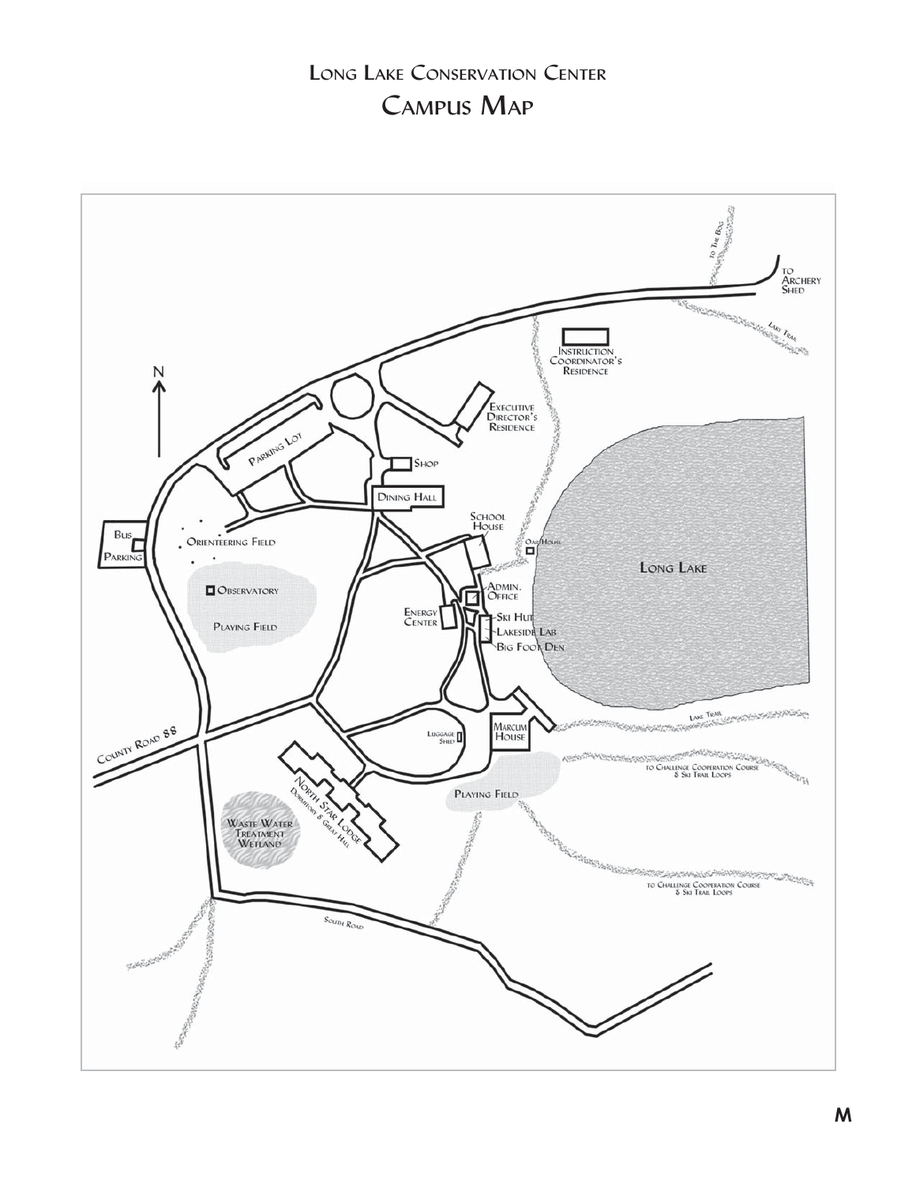# Long Lake Conservation Center

## Campus Map

N

to The Bog

to Archery Shed

Lake Trail

Instruction Coordinator's Residence

Executive Director's Residence

Parking Lot

Shop

Dining Hall

School House

Oar House

Long Lake

Bus Parking

Orienteering Field

Observatory

Playing Field

Admin. Office

Energy Center

Ski Hut

Lakeside Lab

Big Foot Den

Lake Trail

Marcum House

Luggage Shed

County Road 88

to Challenge Cooperation Course & Ski Trail Loops

North Star Lodge Dormitory & Great Hall

Playing Field

Waste Water Treatment Wetland

to Challenge Cooperation Course & Ski Trail Loops

South Road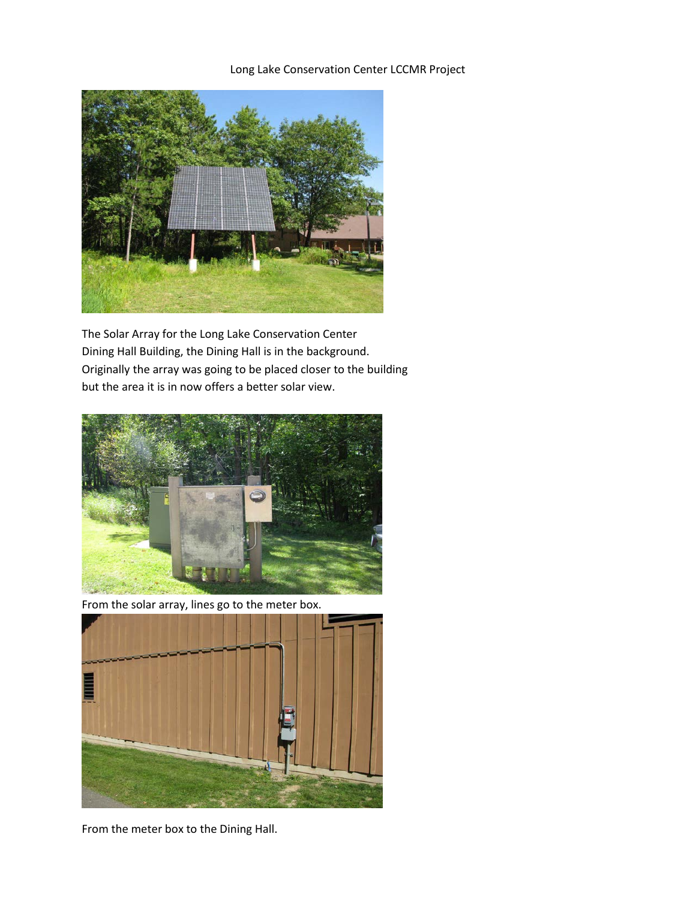Long Lake Conservation Center LCCMR Project

The Solar Array for the Long Lake Conservation Center Dining Hall Building, the Dining Hall is in the background. Originally the array was going to be placed closer to the building but the area it is in now offers a better solar view.

From the solar array, lines go to the meter box.

From the meter box to the Dining Hall.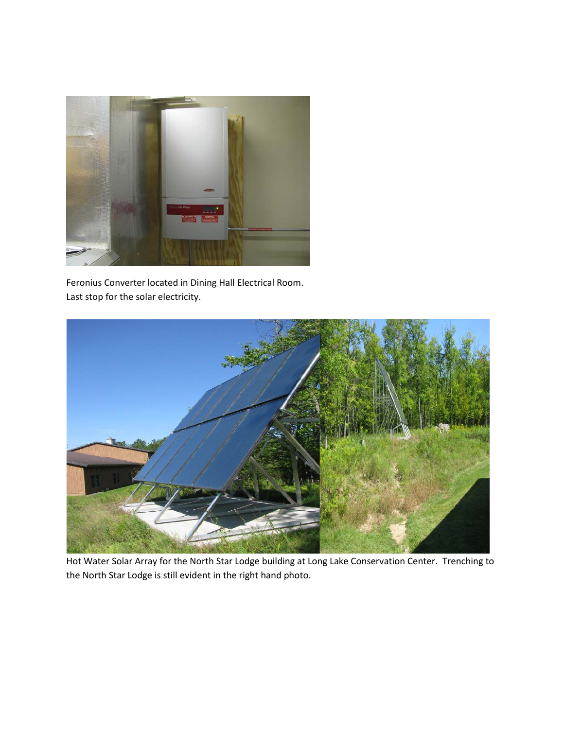Feronius Converter located in Dining Hall Electrical Room.
Last stop for the solar electricity.

Hot Water Solar Array for the North Star Lodge building at Long Lake Conservation Center. Trenching to the North Star Lodge is still evident in the right hand photo.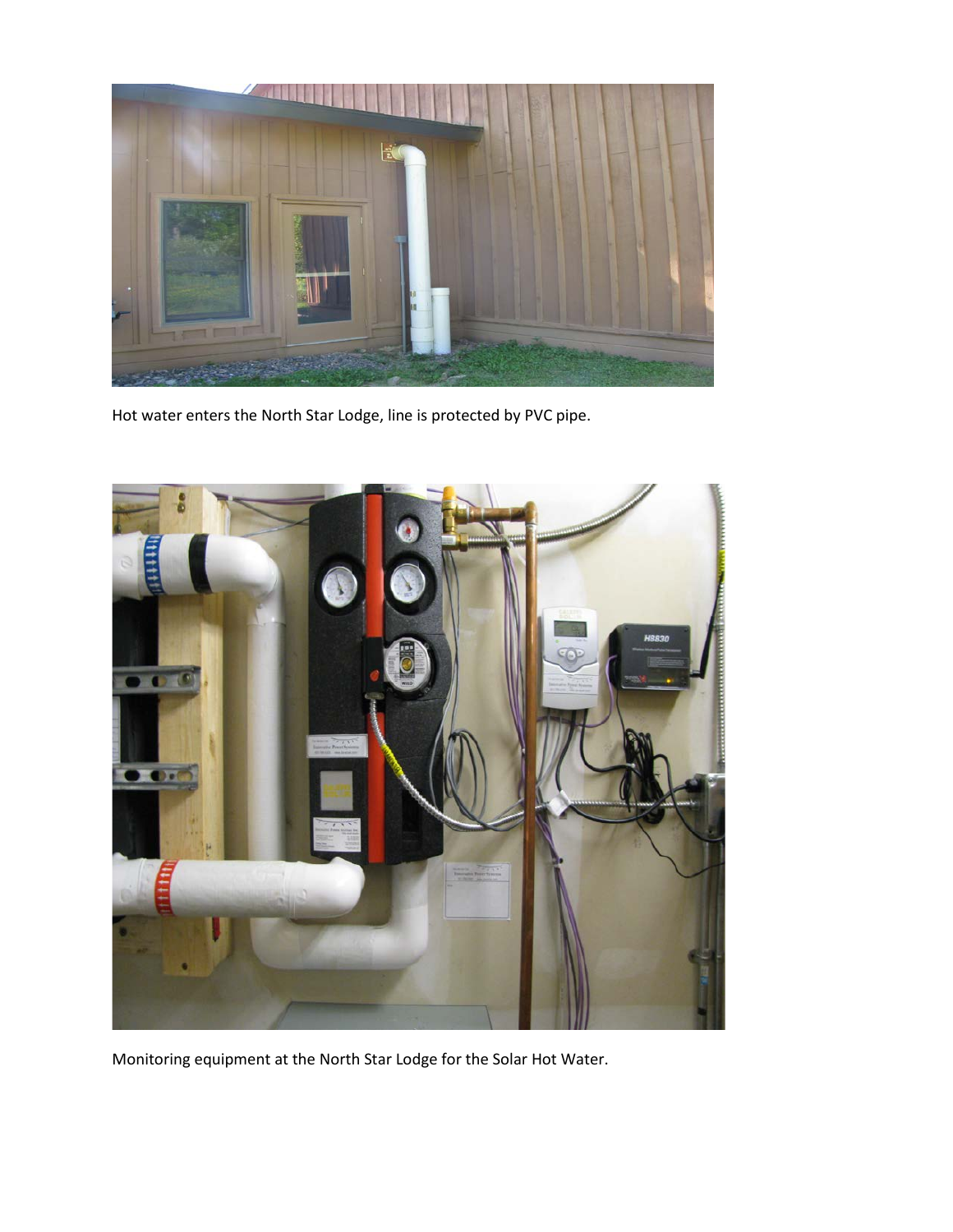Hot water enters the North Star Lodge, line is protected by PVC pipe.

Monitoring equipment at the North Star Lodge for the Solar Hot Water.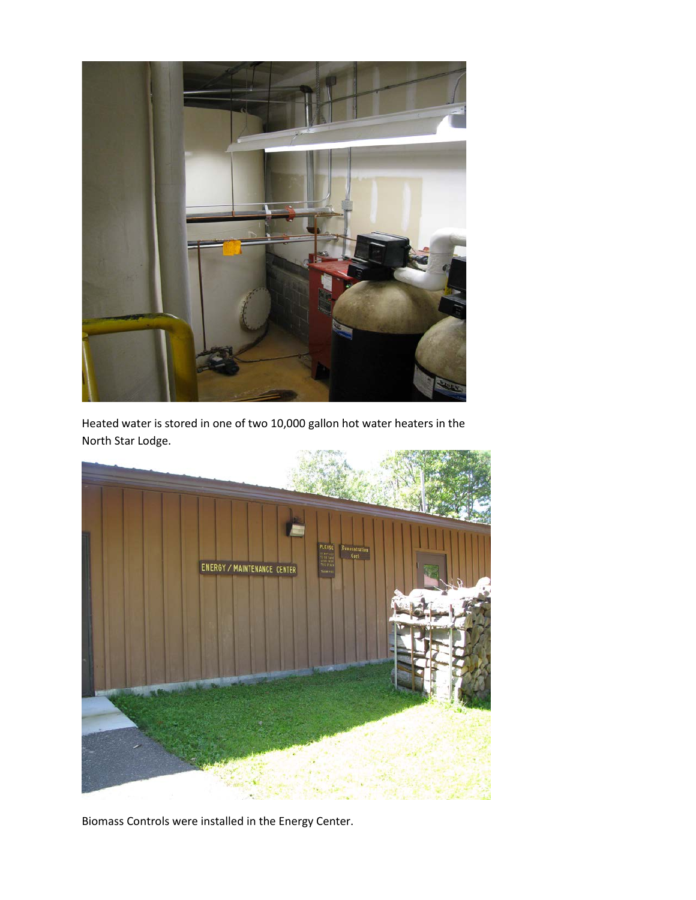Heated water is stored in one of two 10,000 gallon hot water heaters in the North Star Lodge.

Biomass Controls were installed in the Energy Center.